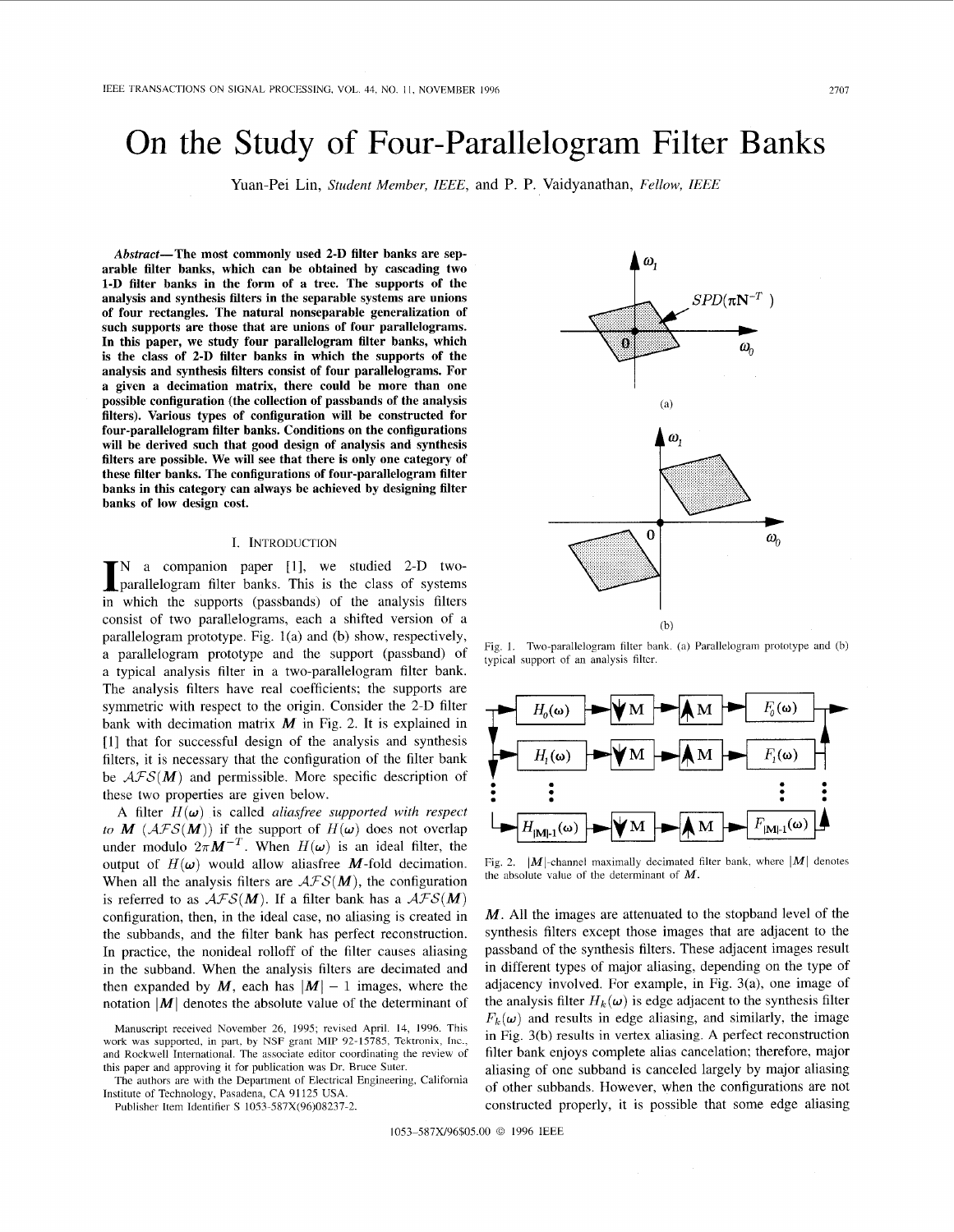# On the Study of Four-Parallelogram Filter Banks

Yuan-Pei Lin, *Student Member, IEEE*, and P. P. Vaidyanathan, *Fellow, IEEE*

***Abstract*—The most commonly used 2-D filter banks are separable filter banks, which can be obtained by cascading two 1-D filter banks in the form of a tree. The supports of the analysis and synthesis filters in the separable systems are unions of four rectangles. The natural nonseparable generalization of such supports are those that are unions of four parallelograms. In this paper, we study four parallelogram filter banks, which is the class of 2-D filter banks in which the supports of the analysis and synthesis filters consist of four parallelograms. For a given a decimation matrix, there could be more than one possible configuration (the collection of passbands of the analysis filters). Various types of configuration will be constructed for four-parallelogram filter banks. Conditions on the configurations will be derived such that good design of analysis and synthesis filters are possible. We will see that there is only one category of these filter banks. The configurations of four-parallelogram filter banks in this category can always be achieved by designing filter banks of low design cost.**

## I. Introduction

In a companion paper [1], we studied 2-D two-parallelogram filter banks. This is the class of systems in which the supports (passbands) of the analysis filters consist of two parallelograms, each a shifted version of a parallelogram prototype. Fig. 1(a) and (b) show, respectively, a parallelogram prototype and the support (passband) of a typical analysis filter in a two-parallelogram filter bank. The analysis filters have real coefficients; the supports are symmetric with respect to the origin. Consider the 2-D filter bank with decimation matrix $\boldsymbol{M}$ in Fig. 2. It is explained in [1] that for successful design of the analysis and synthesis filters, it is necessary that the configuration of the filter bank be $\mathcal{AFS}(\boldsymbol{M})$ and permissible. More specific description of these two properties are given below.

A filter $H(\boldsymbol{\omega})$ is called *aliasfree supported with respect to* $\boldsymbol{M}$ ($\mathcal{AFS}(\boldsymbol{M})$) if the support of $H(\boldsymbol{\omega})$ does not overlap under modulo $2\pi\boldsymbol{M}^{-T}$. When $H(\boldsymbol{\omega})$ is an ideal filter, the output of $H(\boldsymbol{\omega})$ would allow aliasfree $\boldsymbol{M}$-fold decimation. When all the analysis filters are $\mathcal{AFS}(\boldsymbol{M})$, the configuration is referred to as $\mathcal{AFS}(\boldsymbol{M})$. If a filter bank has a $\mathcal{AFS}(\boldsymbol{M})$ configuration, then, in the ideal case, no aliasing is created in the subbands, and the filter bank has perfect reconstruction. In practice, the nonideal rolloff of the filter causes aliasing in the subband. When the analysis filters are decimated and then expanded by $\boldsymbol{M}$, each has $|\boldsymbol{M}| - 1$ images, where the notation $|\boldsymbol{M}|$ denotes the absolute value of the determinant of $\boldsymbol{M}$. All the images are attenuated to the stopband level of the synthesis filters except those images that are adjacent to the passband of the synthesis filters. These adjacent images result in different types of major aliasing, depending on the type of adjacency involved. For example, in Fig. 3(a), one image of the analysis filter $H_k(\boldsymbol{\omega})$ is edge adjacent to the synthesis filter $F_k(\boldsymbol{\omega})$ and results in edge aliasing, and similarly, the image in Fig. 3(b) results in vertex aliasing. A perfect reconstruction filter bank enjoys complete alias cancelation; therefore, major aliasing of one subband is canceled largely by major aliasing of other subbands. However, when the configurations are not constructed properly, it is possible that some edge aliasing

Fig. 1. Two-parallelogram filter bank. (a) Parallelogram prototype and (b) typical support of an analysis filter.

Fig. 2. $|\boldsymbol{M}|$-channel maximally decimated filter bank, where $|\boldsymbol{M}|$ denotes the absolute value of the determinant of $\boldsymbol{M}$.

Manuscript received November 26, 1995; revised April. 14, 1996. This work was supported, in part, by NSF grant MIP 92-15785, Tektronix, Inc., and Rockwell International. The associate editor coordinating the review of this paper and approving it for publication was Dr. Bruce Suter.

The authors are with the Department of Electrical Engineering, California Institute of Technology, Pasadena, CA 91125 USA.

Publisher Item Identifier S 1053-587X(96)08237-2.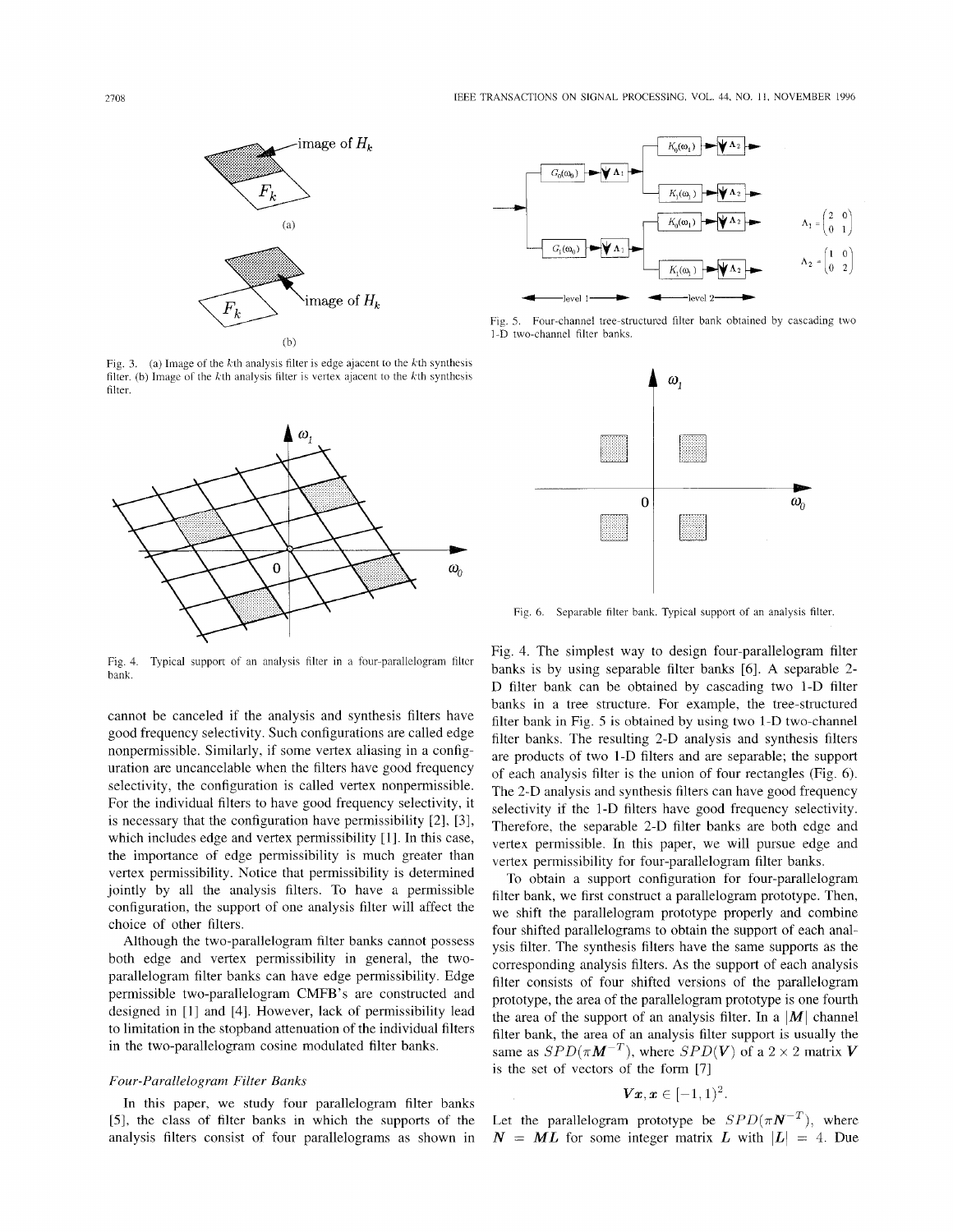Fig. 3. (a) Image of the $k$th analysis filter is edge ajacent to the $k$th synthesis filter. (b) Image of the $k$th analysis filter is vertex ajacent to the $k$th synthesis filter.

Fig. 4. Typical support of an analysis filter in a four-parallelogram filter bank.

Fig. 5. Four-channel tree-structured filter bank obtained by cascading two 1-D two-channel filter banks.

Fig. 6. Separable filter bank. Typical support of an analysis filter.

cannot be canceled if the analysis and synthesis filters have good frequency selectivity. Such configurations are called edge nonpermissible. Similarly, if some vertex aliasing in a configuration are uncancelable when the filters have good frequency selectivity, the configuration is called vertex nonpermissible. For the individual filters to have good frequency selectivity, it is necessary that the configuration have permissibility [2], [3], which includes edge and vertex permissibility [1]. In this case, the importance of edge permissibility is much greater than vertex permissibility. Notice that permissibility is determined jointly by all the analysis filters. To have a permissible configuration, the support of one analysis filter will affect the choice of other filters.

Although the two-parallelogram filter banks cannot possess both edge and vertex permissibility in general, the two-parallelogram filter banks can have edge permissibility. Edge permissible two-parallelogram CMFB's are constructed and designed in [1] and [4]. However, lack of permissibility lead to limitation in the stopband attenuation of the individual filters in the two-parallelogram cosine modulated filter banks.

### *Four-Parallelogram Filter Banks*

In this paper, we study four parallelogram filter banks [5], the class of filter banks in which the supports of the analysis filters consist of four parallelograms as shown in Fig. 4. The simplest way to design four-parallelogram filter banks is by using separable filter banks [6]. A separable 2-D filter bank can be obtained by cascading two 1-D filter banks in a tree structure. For example, the tree-structured filter bank in Fig. 5 is obtained by using two 1-D two-channel filter banks. The resulting 2-D analysis and synthesis filters are products of two 1-D filters and are separable; the support of each analysis filter is the union of four rectangles (Fig. 6). The 2-D analysis and synthesis filters can have good frequency selectivity if the 1-D filters have good frequency selectivity. Therefore, the separable 2-D filter banks are both edge and vertex permissible. In this paper, we will pursue edge and vertex permissibility for four-parallelogram filter banks.

To obtain a support configuration for four-parallelogram filter bank, we first construct a parallelogram prototype. Then, we shift the parallelogram prototype properly and combine four shifted parallelograms to obtain the support of each analysis filter. The synthesis filters have the same supports as the corresponding analysis filters. As the support of each analysis filter consists of four shifted versions of the parallelogram prototype, the area of the parallelogram prototype is one fourth the area of the support of an analysis filter. In a $|\boldsymbol{M}|$ channel filter bank, the area of an analysis filter support is usually the same as $SPD(\pi \boldsymbol{M}^{-T})$, where $SPD(\boldsymbol{V})$ of a $2 \times 2$ matrix $\boldsymbol{V}$ is the set of vectors of the form [7]

$$\boldsymbol{V}\boldsymbol{x}, \boldsymbol{x} \in [-1, 1)^2.$$

Let the parallelogram prototype be $SPD(\pi \boldsymbol{N}^{-T})$, where $\boldsymbol{N} = \boldsymbol{M}\boldsymbol{L}$ for some integer matrix $\boldsymbol{L}$ with $|\boldsymbol{L}| = 4$. Due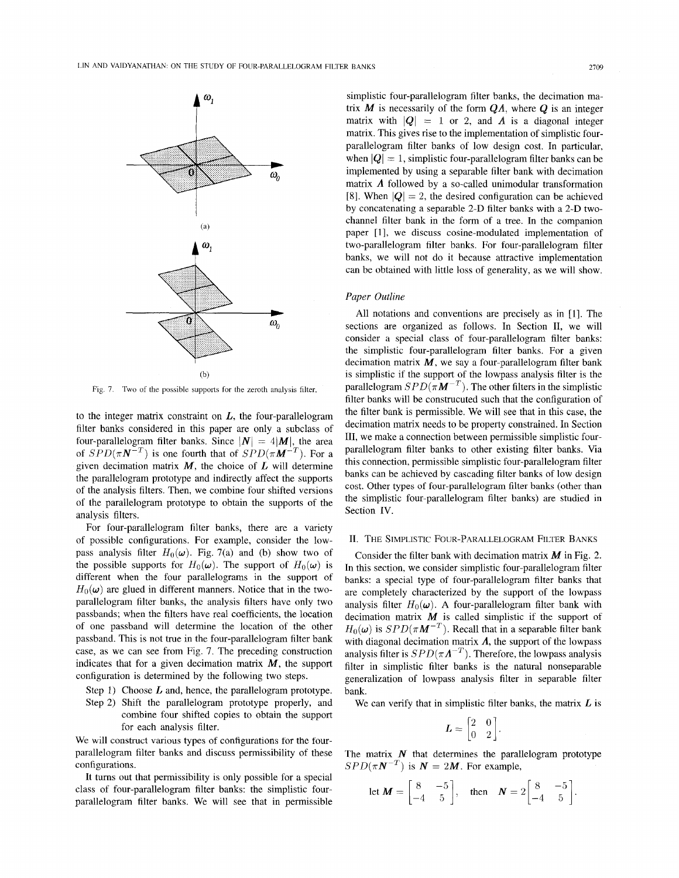(a)

(b)

Fig. 7. Two of the possible supports for the zeroth analysis filter.

to the integer matrix constraint on $\boldsymbol{L}$, the four-parallelogram filter banks considered in this paper are only a subclass of four-parallelogram filter banks. Since $|\boldsymbol{N}| = 4|\boldsymbol{M}|$, the area of $SPD(\pi \boldsymbol{N}^{-T})$ is one fourth that of $SPD(\pi \boldsymbol{M}^{-T})$. For a given decimation matrix $\boldsymbol{M}$, the choice of $\boldsymbol{L}$ will determine the parallelogram prototype and indirectly affect the supports of the analysis filters. Then, we combine four shifted versions of the parallelogram prototype to obtain the supports of the analysis filters.

For four-parallelogram filter banks, there are a variety of possible configurations. For example, consider the lowpass analysis filter $H_0(\boldsymbol{\omega})$. Fig. 7(a) and (b) show two of the possible supports for $H_0(\boldsymbol{\omega})$. The support of $H_0(\boldsymbol{\omega})$ is different when the four parallelograms in the support of $H_0(\boldsymbol{\omega})$ are glued in different manners. Notice that in the two-parallelogram filter banks, the analysis filters have only two passbands; when the filters have real coefficients, the location of one passband will determine the location of the other passband. This is not true in the four-parallelogram filter bank case, as we can see from Fig. 7. The preceding construction indicates that for a given decimation matrix $\boldsymbol{M}$, the support configuration is determined by the following two steps.

Step 1) Choose $\boldsymbol{L}$ and, hence, the parallelogram prototype.

Step 2) Shift the parallelogram prototype properly, and combine four shifted copies to obtain the support for each analysis filter.

We will construct various types of configurations for the four-parallelogram filter banks and discuss permissibility of these configurations.

It turns out that permissibility is only possible for a special class of four-parallelogram filter banks: the simplistic four-parallelogram filter banks. We will see that in permissible simplistic four-parallelogram filter banks, the decimation matrix $\boldsymbol{M}$ is necessarily of the form $\boldsymbol{Q\Lambda}$, where $\boldsymbol{Q}$ is an integer matrix with $|\boldsymbol{Q}| = 1$ or 2, and $\boldsymbol{\Lambda}$ is a diagonal integer matrix. This gives rise to the implementation of simplistic four-parallelogram filter banks of low design cost. In particular, when $|\boldsymbol{Q}| = 1$, simplistic four-parallelogram filter banks can be implemented by using a separable filter bank with decimation matrix $\boldsymbol{\Lambda}$ followed by a so-called unimodular transformation [8]. When $|\boldsymbol{Q}| = 2$, the desired configuration can be achieved by concatenating a separable 2-D filter banks with a 2-D two-channel filter bank in the form of a tree. In the companion paper [1], we discuss cosine-modulated implementation of two-parallelogram filter banks. For four-parallelogram filter banks, we will not do it because attractive implementation can be obtained with little loss of generality, as we will show.

### Paper Outline

All notations and conventions are precisely as in [1]. The sections are organized as follows. In Section II, we will consider a special class of four-parallelogram filter banks: the simplistic four-parallelogram filter banks. For a given decimation matrix $\boldsymbol{M}$, we say a four-parallelogram filter bank is simplistic if the support of the lowpass analysis filter is the parallelogram $SPD(\pi \boldsymbol{M}^{-T})$. The other filters in the simplistic filter banks will be construcuted such that the configuration of the filter bank is permissible. We will see that in this case, the decimation matrix needs to be property constrained. In Section III, we make a connection between permissible simplistic four-parallelogram filter banks to other existing filter banks. Via this connection, permissible simplistic four-parallelogram filter banks can be achieved by cascading filter banks of low design cost. Other types of four-parallelogram filter banks (other than the simplistic four-parallelogram filter banks) are studied in Section IV.

## II. The Simplistic Four-Parallelogram Filter Banks

Consider the filter bank with decimation matrix $\boldsymbol{M}$ in Fig. 2. In this section, we consider simplistic four-parallelogram filter banks: a special type of four-parallelogram filter banks that are completely characterized by the support of the lowpass analysis filter $H_0(\boldsymbol{\omega})$. A four-parallelogram filter bank with decimation matrix $\boldsymbol{M}$ is called simplistic if the support of $H_0(\boldsymbol{\omega})$ is $SPD(\pi \boldsymbol{M}^{-T})$. Recall that in a separable filter bank with diagonal decimation matrix $\boldsymbol{\Lambda}$, the support of the lowpass analysis filter is $SPD(\pi \boldsymbol{\Lambda}^{-T})$. Therefore, the lowpass analysis filter in simplistic filter banks is the natural nonseparable generalization of lowpass analysis filter in separable filter bank.

We can verify that in simplistic filter banks, the matrix $\boldsymbol{L}$ is

$$\boldsymbol{L} = \begin{bmatrix} 2 & 0 \\ 0 & 2 \end{bmatrix}.$$

The matrix $\boldsymbol{N}$ that determines the parallelogram prototype $SPD(\pi \boldsymbol{N}^{-T})$ is $\boldsymbol{N} = 2\boldsymbol{M}$. For example,

$$\text{let } \boldsymbol{M} = \begin{bmatrix} 8 & -5 \\ -4 & 5 \end{bmatrix}, \quad \text{then} \quad \boldsymbol{N} = 2\begin{bmatrix} 8 & -5 \\ -4 & 5 \end{bmatrix}.$$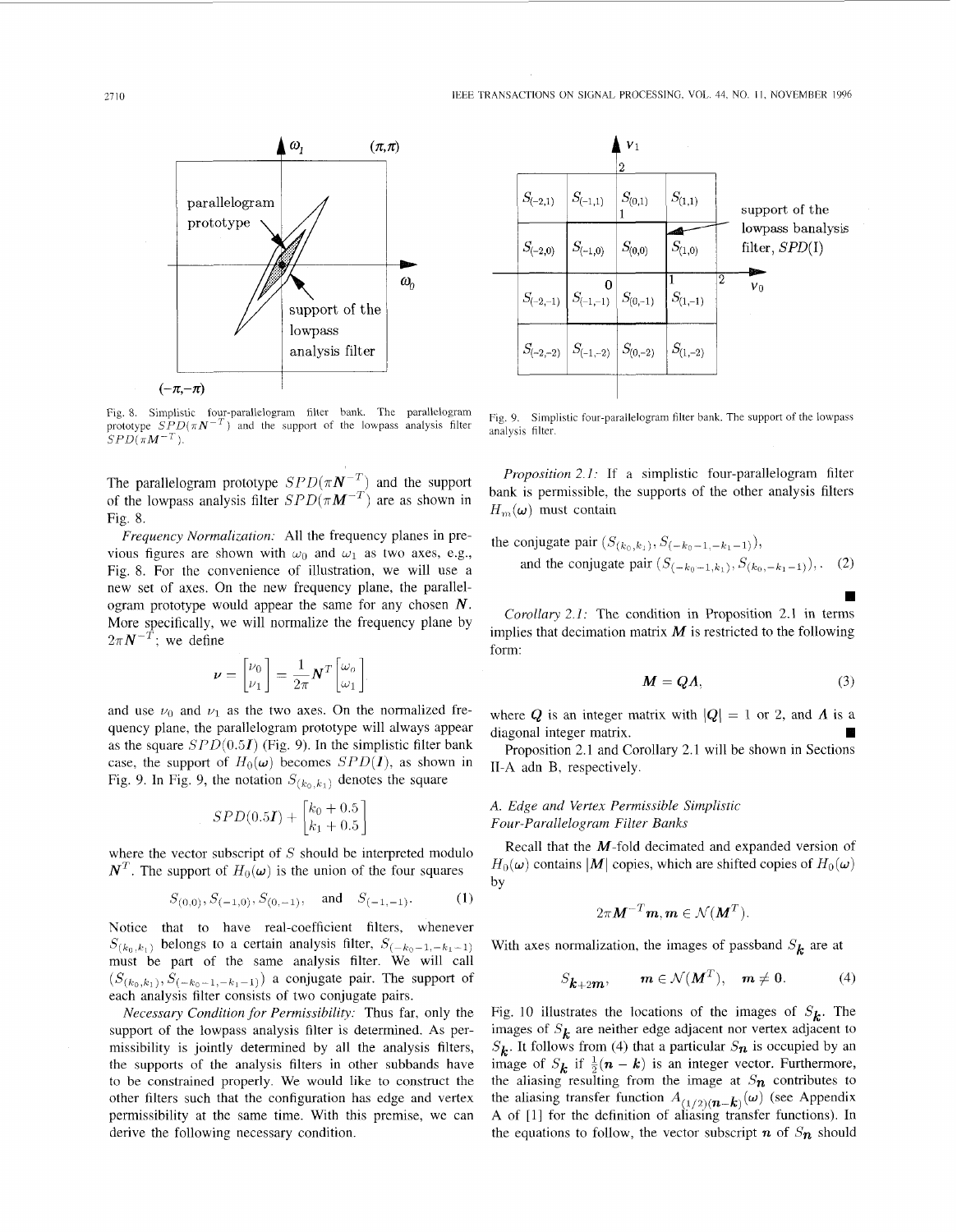Fig. 8. Simplistic four-parallelogram filter bank. The parallelogram prototype $SPD(\pi N^{-T})$ and the support of the lowpass analysis filter $SPD(\pi M^{-T})$.

Fig. 9. Simplistic four-parallelogram filter bank. The support of the lowpass analysis filter.

The parallelogram prototype $SPD(\pi N^{-T})$ and the support of the lowpass analysis filter $SPD(\pi M^{-T})$ are as shown in Fig. 8.

*Frequency Normalization:* All the frequency planes in previous figures are shown with $\omega_0$ and $\omega_1$ as two axes, e.g., Fig. 8. For the convenience of illustration, we will use a new set of axes. On the new frequency plane, the parallelogram prototype would appear the same for any chosen $\boldsymbol{N}$. More specifically, we will normalize the frequency plane by $2\pi \boldsymbol{N}^{-T}$; we define

$$\boldsymbol{\nu} = \begin{bmatrix} \nu_0 \\ \nu_1 \end{bmatrix} = \frac{1}{2\pi} \boldsymbol{N}^T \begin{bmatrix} \omega_o \\ \omega_1 \end{bmatrix}$$

and use $\nu_0$ and $\nu_1$ as the two axes. On the normalized frequency plane, the parallelogram prototype will always appear as the square $SPD(0.5\boldsymbol{I})$ (Fig. 9). In the simplistic filter bank case, the support of $H_0(\boldsymbol{\omega})$ becomes $SPD(\boldsymbol{I})$, as shown in Fig. 9. In Fig. 9, the notation $S_{(k_0,k_1)}$ denotes the square

$$SPD(0.5\boldsymbol{I}) + \begin{bmatrix} k_0 + 0.5 \\ k_1 + 0.5 \end{bmatrix}$$

where the vector subscript of $S$ should be interpreted modulo $\boldsymbol{N}^T$. The support of $H_0(\boldsymbol{\omega})$ is the union of the four squares

$$S_{(0,0)}, S_{(-1,0)}, S_{(0,-1)}, \quad \text{and} \quad S_{(-1,-1)}. \tag{1}$$

Notice that to have real-coefficient filters, whenever $S_{(k_0,k_1)}$ belongs to a certain analysis filter, $S_{(-k_0-1,-k_1-1)}$ must be part of the same analysis filter. We will call $(S_{(k_0,k_1)}, S_{(-k_0-1,-k_1-1)})$ a conjugate pair. The support of each analysis filter consists of two conjugate pairs.

*Necessary Condition for Permissibility:* Thus far, only the support of the lowpass analysis filter is determined. As permissibility is jointly determined by all the analysis filters, the supports of the analysis filters in other subbands have to be constrained properly. We would like to construct the other filters such that the configuration has edge and vertex permissibility at the same time. With this premise, we can derive the following necessary condition.

*Proposition 2.1:* If a simplistic four-parallelogram filter bank is permissible, the supports of the other analysis filters $H_m(\boldsymbol{\omega})$ must contain

$$\begin{aligned} &\text{the conjugate pair } (S_{(k_0,k_1)}, S_{(-k_0-1,-k_1-1)}), \\ &\quad \text{and the conjugate pair } (S_{(-k_0-1,k_1)}, S_{(k_0,-k_1-1)}),. \end{aligned} \tag{2}$$

■

*Corollary 2.1:* The condition in Proposition 2.1 in terms implies that decimation matrix $\boldsymbol{M}$ is restricted to the following form:

$$\boldsymbol{M} = \boldsymbol{Q}\boldsymbol{\Lambda}, \tag{3}$$

where $\boldsymbol{Q}$ is an integer matrix with $|\boldsymbol{Q}| = 1$ or 2, and $\boldsymbol{\Lambda}$ is a diagonal integer matrix. ■

Proposition 2.1 and Corollary 2.1 will be shown in Sections II-A adn B, respectively.

### A. Edge and Vertex Permissible Simplistic Four-Parallelogram Filter Banks

Recall that the $\boldsymbol{M}$-fold decimated and expanded version of $H_0(\boldsymbol{\omega})$ contains $|\boldsymbol{M}|$ copies, which are shifted copies of $H_0(\boldsymbol{\omega})$ by

$$2\pi \boldsymbol{M}^{-T}\boldsymbol{m}, \boldsymbol{m} \in \mathcal{N}(\boldsymbol{M}^T).$$

With axes normalization, the images of passband $S_{\boldsymbol{k}}$ are at

$$S_{\boldsymbol{k}+2\boldsymbol{m}}, \qquad \boldsymbol{m} \in \mathcal{N}(\boldsymbol{M}^T), \quad \boldsymbol{m} \neq \boldsymbol{0}. \tag{4}$$

Fig. 10 illustrates the locations of the images of $S_{\boldsymbol{k}}$. The images of $S_{\boldsymbol{k}}$ are neither edge adjacent nor vertex adjacent to $S_{\boldsymbol{k}}$. It follows from (4) that a particular $S_{\boldsymbol{n}}$ is occupied by an image of $S_{\boldsymbol{k}}$ if $\frac{1}{2}(\boldsymbol{n} - \boldsymbol{k})$ is an integer vector. Furthermore, the aliasing resulting from the image at $S_{\boldsymbol{n}}$ contributes to the aliasing transfer function $A_{(1/2)(\boldsymbol{n}-\boldsymbol{k})}(\boldsymbol{\omega})$ (see Appendix A of [1] for the definition of aliasing transfer functions). In the equations to follow, the vector subscript $\boldsymbol{n}$ of $S_{\boldsymbol{n}}$ should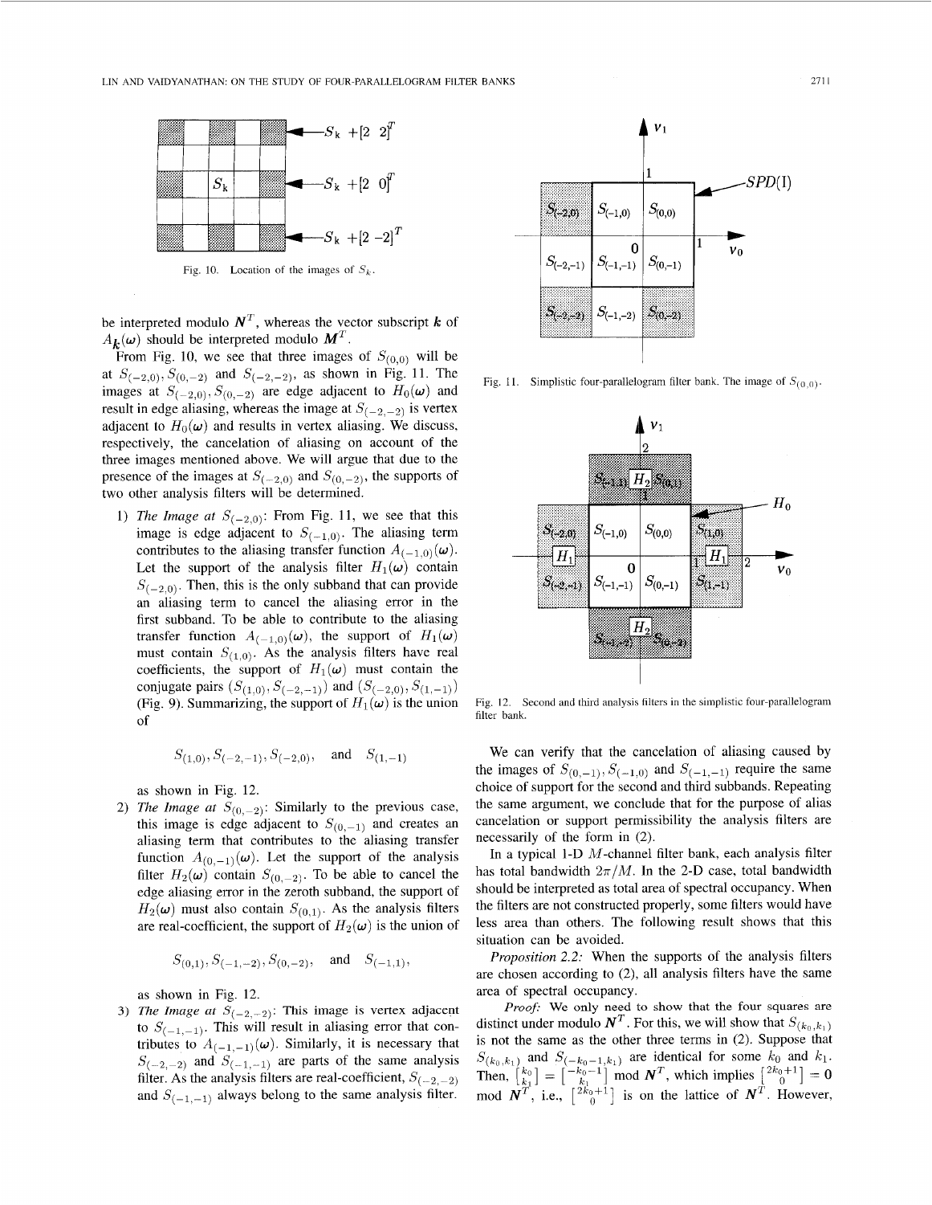Fig. 10. Location of the images of $S_k$.

be interpreted modulo $\boldsymbol{N}^T$, whereas the vector subscript $\boldsymbol{k}$ of $A_{\boldsymbol{k}}(\boldsymbol{\omega})$ should be interpreted modulo $\boldsymbol{M}^T$.

From Fig. 10, we see that three images of $S_{(0,0)}$ will be at $S_{(-2,0)}, S_{(0,-2)}$ and $S_{(-2,-2)}$, as shown in Fig. 11. The images at $S_{(-2,0)}, S_{(0,-2)}$ are edge adjacent to $H_0(\boldsymbol{\omega})$ and result in edge aliasing, whereas the image at $S_{(-2,-2)}$ is vertex adjacent to $H_0(\boldsymbol{\omega})$ and results in vertex aliasing. We discuss, respectively, the cancelation of aliasing on account of the three images mentioned above. We will argue that due to the presence of the images at $S_{(-2,0)}$ and $S_{(0,-2)}$, the supports of two other analysis filters will be determined.

1) *The Image at* $S_{(-2,0)}$: From Fig. 11, we see that this image is edge adjacent to $S_{(-1,0)}$. The aliasing term contributes to the aliasing transfer function $A_{(-1,0)}(\boldsymbol{\omega})$. Let the support of the analysis filter $H_1(\boldsymbol{\omega})$ contain $S_{(-2,0)}$. Then, this is the only subband that can provide an aliasing term to cancel the aliasing error in the first subband. To be able to contribute to the aliasing transfer function $A_{(-1,0)}(\boldsymbol{\omega})$, the support of $H_1(\boldsymbol{\omega})$ must contain $S_{(1,0)}$. As the analysis filters have real coefficients, the support of $H_1(\boldsymbol{\omega})$ must contain the conjugate pairs $(S_{(1,0)}, S_{(-2,-1)})$ and $(S_{(-2,0)}, S_{(1,-1)})$ (Fig. 9). Summarizing, the support of $H_1(\boldsymbol{\omega})$ is the union of

$$S_{(1,0)}, S_{(-2,-1)}, S_{(-2,0)}, \quad \text{and} \quad S_{(1,-1)}$$

as shown in Fig. 12.

2) *The Image at* $S_{(0,-2)}$: Similarly to the previous case, this image is edge adjacent to $S_{(0,-1)}$ and creates an aliasing term that contributes to the aliasing transfer function $A_{(0,-1)}(\boldsymbol{\omega})$. Let the support of the analysis filter $H_2(\boldsymbol{\omega})$ contain $S_{(0,-2)}$. To be able to cancel the edge aliasing error in the zeroth subband, the support of $H_2(\boldsymbol{\omega})$ must also contain $S_{(0,1)}$. As the analysis filters are real-coefficient, the support of $H_2(\boldsymbol{\omega})$ is the union of

$$S_{(0,1)}, S_{(-1,-2)}, S_{(0,-2)}, \quad \text{and} \quad S_{(-1,1)},$$

as shown in Fig. 12.

3) *The Image at* $S_{(-2,-2)}$: This image is vertex adjacent to $S_{(-1,-1)}$. This will result in aliasing error that contributes to $A_{(-1,-1)}(\boldsymbol{\omega})$. Similarly, it is necessary that $S_{(-2,-2)}$ and $S_{(-1,-1)}$ are parts of the same analysis filter. As the analysis filters are real-coefficient, $S_{(-2,-2)}$ and $S_{(-1,-1)}$ always belong to the same analysis filter.

Fig. 11. Simplistic four-parallelogram filter bank. The image of $S_{(0,0)}$.

Fig. 12. Second and third analysis filters in the simplistic four-parallelogram filter bank.

We can verify that the cancelation of aliasing caused by the images of $S_{(0,-1)}, S_{(-1,0)}$ and $S_{(-1,-1)}$ require the same choice of support for the second and third subbands. Repeating the same argument, we conclude that for the purpose of alias cancelation or support permissibility the analysis filters are necessarily of the form in (2).

In a typical 1-D $M$-channel filter bank, each analysis filter has total bandwidth $2\pi/M$. In the 2-D case, total bandwidth should be interpreted as total area of spectral occupancy. When the filters are not constructed properly, some filters would have less area than others. The following result shows that this situation can be avoided.

*Proposition 2.2:* When the supports of the analysis filters are chosen according to (2), all analysis filters have the same area of spectral occupancy.

*Proof:* We only need to show that the four squares are distinct under modulo $\boldsymbol{N}^T$. For this, we will show that $S_{(k_0,k_1)}$ is not the same as the other three terms in (2). Suppose that $S_{(k_0,k_1)}$ and $S_{(-k_0-1,k_1)}$ are identical for some $k_0$ and $k_1$. Then, $\begin{bmatrix} k_0 \\ k_1 \end{bmatrix} = \begin{bmatrix} -k_0-1 \\ k_1 \end{bmatrix} \bmod \boldsymbol{N}^T$, which implies $\begin{bmatrix} 2k_0+1 \\ 0 \end{bmatrix} = \boldsymbol{0} \bmod \boldsymbol{N}^T$, i.e., $\begin{bmatrix} 2k_0+1 \\ 0 \end{bmatrix}$ is on the lattice of $\boldsymbol{N}^T$. However,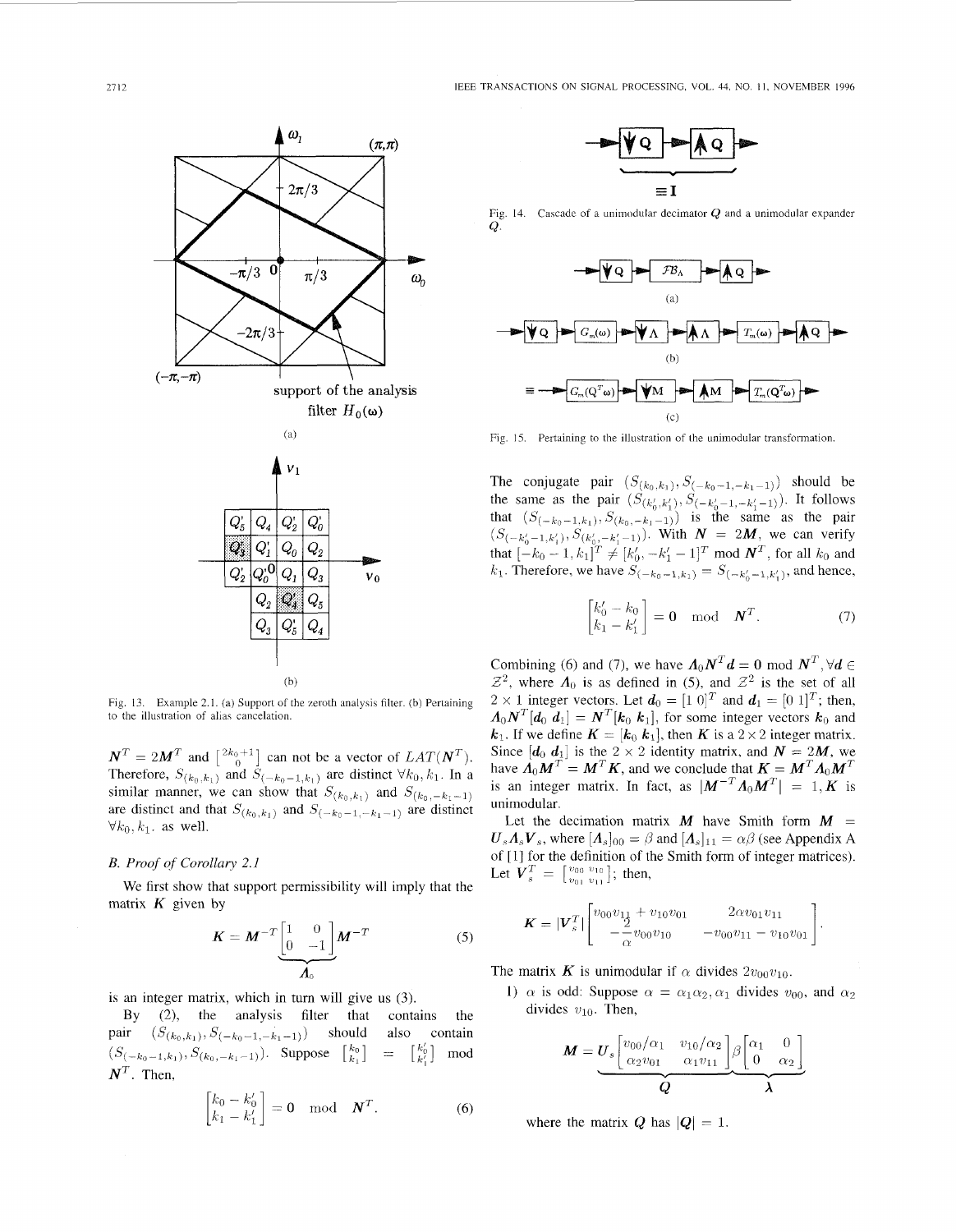Fig. 13. Example 2.1. (a) Support of the zeroth analysis filter. (b) Pertaining to the illustration of alias cancelation.

$N^T = 2M^T$ and $\begin{bmatrix} 2k_0+1 \\ 0 \end{bmatrix}$ can not be a vector of $LAT(N^T)$. Therefore, $S_{(k_0,k_1)}$ and $S_{(-k_0-1,k_1)}$ are distinct $\forall k_0, k_1$. In a similar manner, we can show that $S_{(k_0,k_1)}$ and $S_{(k_0,-k_1-1)}$ are distinct and that $S_{(k_0,k_1)}$ and $S_{(-k_0-1,-k_1-1)}$ are distinct $\forall k_0, k_1$. as well.

## B. Proof of Corollary 2.1

We first show that support permissibility will imply that the matrix $K$ given by

$$K = M^{-T} \underbrace{\begin{bmatrix} 1 & 0 \\ 0 & -1 \end{bmatrix}}_{\Lambda_0} M^{-T} \tag{5}$$

is an integer matrix, which in turn will give us (3).

By (2), the analysis filter that contains the pair $(S_{(k_0,k_1)}, S_{(-k_0-1,-k_1-1)})$ should also contain $(S_{(-k_0-1,k_1)}, S_{(k_0,-k_1-1)})$. Suppose $\begin{bmatrix} k_0 \\ k_1 \end{bmatrix} = \begin{bmatrix} k_0' \\ k_1' \end{bmatrix}$ mod $N^T$. Then,

$$\begin{bmatrix} k_0 - k_0' \\ k_1 - k_1' \end{bmatrix} = \mathbf{0} \mod N^T. \tag{6}$$

Fig. 14. Cascade of a unimodular decimator $Q$ and a unimodular expander $Q$.

Fig. 15. Pertaining to the illustration of the unimodular transformation.

The conjugate pair $(S_{(k_0,k_1)}, S_{(-k_0-1,-k_1-1)})$ should be the same as the pair $(S_{(k_0',k_1')}, S_{(-k_0'-1,-k_1'-1)})$. It follows that $(S_{(-k_0-1,k_1)}, S_{(k_0,-k_1-1)})$ is the same as the pair $(S_{(-k_0'-1,k_1')}, S_{(k_0',-k_1'-1)})$. With $N = 2M$, we can verify that $[-k_0-1, k_1]^T \neq [k_0', -k_1'-1]^T$ mod $N^T$, for all $k_0$ and $k_1$. Therefore, we have $S_{(-k_0-1,k_1)} = S_{(-k_0'-1,k_1')}$, and hence,

$$\begin{bmatrix} k_0' - k_0 \\ k_1 - k_1' \end{bmatrix} = \mathbf{0} \mod N^T. \tag{7}$$

Combining (6) and (7), we have $\Lambda_0 N^T d = \mathbf{0}$ mod $N^T, \forall d \in \mathcal{Z}^2$, where $\Lambda_0$ is as defined in (5), and $\mathcal{Z}^2$ is the set of all $2 \times 1$ integer vectors. Let $d_0 = [1\ 0]^T$ and $d_1 = [0\ 1]^T$; then, $\Lambda_0 N^T [d_0\ d_1] = N^T [k_0\ k_1]$, for some integer vectors $k_0$ and $k_1$. If we define $K = [k_0\ k_1]$, then $K$ is a $2 \times 2$ integer matrix. Since $[d_0\ d_1]$ is the $2 \times 2$ identity matrix, and $N = 2M$, we have $\Lambda_0 M^T = M^T K$, and we conclude that $K = M^T \Lambda_0 M^T$ is an integer matrix. In fact, as $|M^{-T} \Lambda_0 M^T| = 1$, $K$ is unimodular.

Let the decimation matrix $M$ have Smith form $M = U_s \Lambda_s V_s$, where $[\Lambda_s]_{00} = \beta$ and $[\Lambda_s]_{11} = \alpha\beta$ (see Appendix A of [1] for the definition of the Smith form of integer matrices). Let $V_s^T = \begin{bmatrix} v_{00} & v_{10} \\ v_{01} & v_{11} \end{bmatrix}$; then,

$$K = |V_s^T| \begin{bmatrix} v_{00}v_{11} + v_{10}v_{01} & 2\alpha v_{01}v_{11} \\ -\dfrac{2}{\alpha} v_{00}v_{10} & -v_{00}v_{11} - v_{10}v_{01} \end{bmatrix}.$$

The matrix $K$ is unimodular if $\alpha$ divides $2v_{00}v_{10}$.

1) $\alpha$ is odd: Suppose $\alpha = \alpha_1\alpha_2$, $\alpha_1$ divides $v_{00}$, and $\alpha_2$ divides $v_{10}$. Then,

$$M = \underbrace{U_s \begin{bmatrix} v_{00}/\alpha_1 & v_{10}/\alpha_2 \\ \alpha_2 v_{01} & \alpha_1 v_{11} \end{bmatrix}}_{Q} \underbrace{\beta \begin{bmatrix} \alpha_1 & 0 \\ 0 & \alpha_2 \end{bmatrix}}_{\lambda}$$

where the matrix $Q$ has $|Q| = 1$.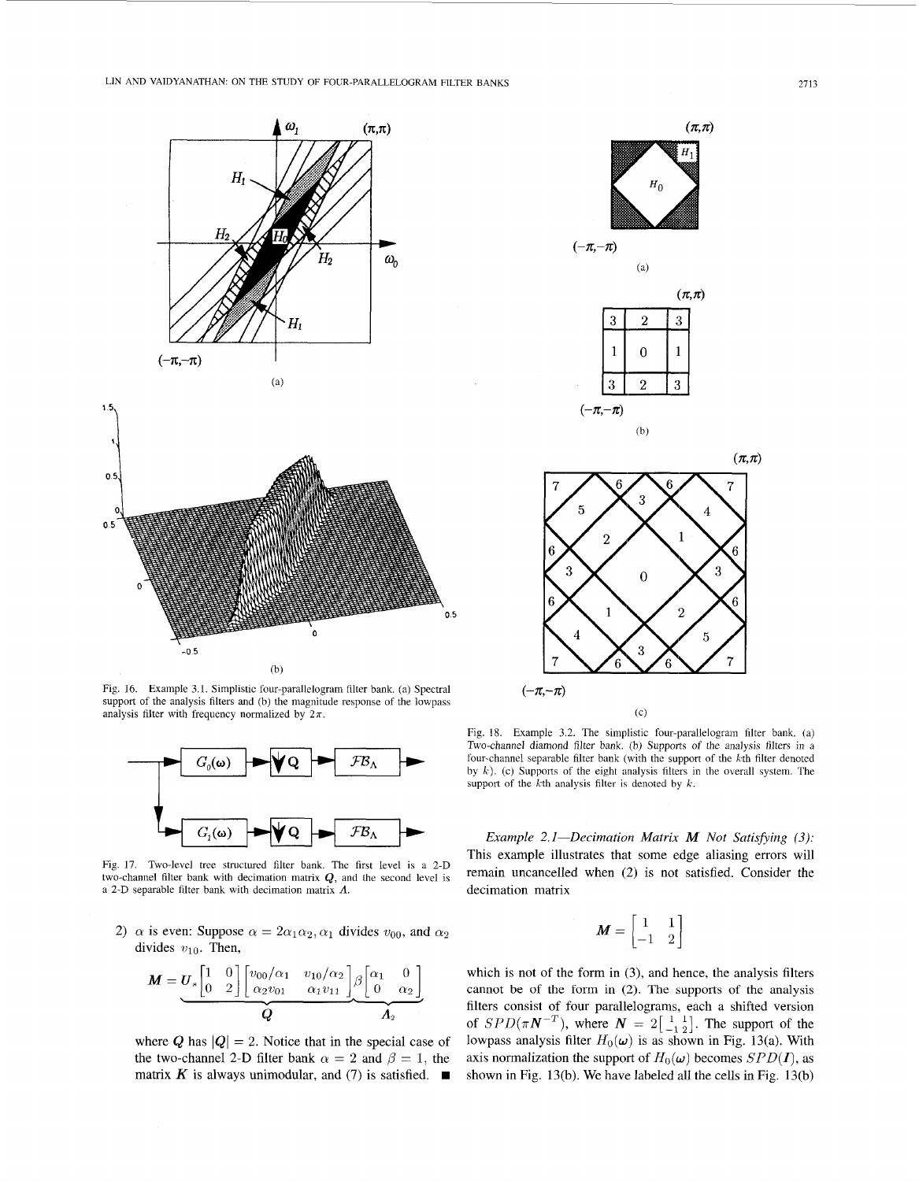Fig. 16. Example 3.1. Simplistic four-parallelogram filter bank. (a) Spectral support of the analysis filters and (b) the magnitude response of the lowpass analysis filter with frequency normalized by $2\pi$.

Fig. 17. Two-level tree structured filter bank. The first level is a 2-D two-channel filter bank with decimation matrix $Q$, and the second level is a 2-D separable filter bank with decimation matrix $\Lambda$.

2) $\alpha$ is even: Suppose $\alpha = 2\alpha_1\alpha_2, \alpha_1$ divides $v_{00}$, and $\alpha_2$ divides $v_{10}$. Then,

$$M = \underbrace{U_s \begin{bmatrix} 1 & 0 \\ 0 & 2 \end{bmatrix} \begin{bmatrix} v_{00}/\alpha_1 & v_{10}/\alpha_2 \\ \alpha_2 v_{01} & \alpha_1 v_{11} \end{bmatrix}}_{Q} \underbrace{\beta \begin{bmatrix} \alpha_1 & 0 \\ 0 & \alpha_2 \end{bmatrix}}_{\Lambda_2}$$

where $Q$ has $|Q| = 2$. Notice that in the special case of the two-channel 2-D filter bank $\alpha = 2$ and $\beta = 1$, the matrix $K$ is always unimodular, and (7) is satisfied. ■

Fig. 18. Example 3.2. The simplistic four-parallelogram filter bank. (a) Two-channel diamond filter bank. (b) Supports of the analysis filters in a four-channel separable filter bank (with the support of the $k$th filter denoted by $k$). (c) Supports of the eight analysis filters in the overall system. The support of the $k$th analysis filter is denoted by $k$.

*Example 2.1—Decimation Matrix $M$ Not Satisfying (3):* This example illustrates that some edge aliasing errors will remain uncancelled when (2) is not satisfied. Consider the decimation matrix

$$M = \begin{bmatrix} 1 & 1 \\ -1 & 2 \end{bmatrix}$$

which is not of the form in (3), and hence, the analysis filters cannot be of the form in (2). The supports of the analysis filters consist of four parallelograms, each a shifted version of $SPD(\pi N^{-T})$, where $N = 2\begin{bmatrix} 1 & 1 \\ -1 & 2 \end{bmatrix}$. The support of the lowpass analysis filter $H_0(\omega)$ is as shown in Fig. 13(a). With the axis normalization the support of $H_0(\omega)$ becomes $SPD(I)$, as shown in Fig. 13(b). We have labeled all the cells in Fig. 13(b)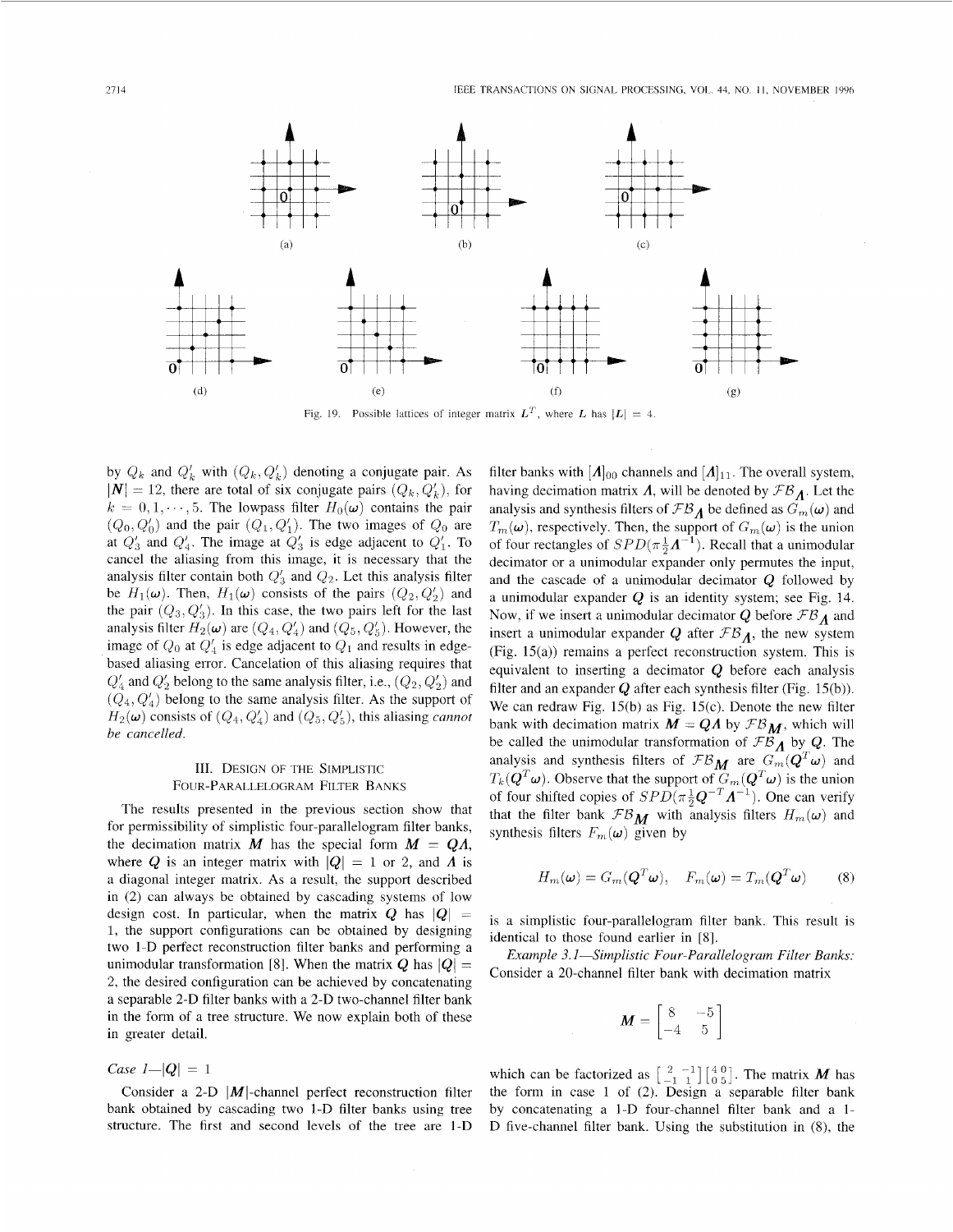Fig. 19. Possible lattices of integer matrix $L^T$, where $L$ has $|L| = 4$.

by $Q_k$ and $Q'_k$ with $(Q_k, Q'_k)$ denoting a conjugate pair. As $|N| = 12$, there are total of six conjugate pairs $(Q_k, Q'_k)$, for $k = 0, 1, \cdots, 5$. The lowpass filter $H_0(\omega)$ contains the pair $(Q_0, Q'_0)$ and the pair $(Q_1, Q'_1)$. The two images of $Q_0$ are at $Q'_3$ and $Q'_4$. The image at $Q'_3$ is edge adjacent to $Q'_1$. To cancel the aliasing from this image, it is necessary that the analysis filter contain both $Q'_3$ and $Q_2$. Let this analysis filter be $H_1(\omega)$. Then, $H_1(\omega)$ consists of the pairs $(Q_2, Q'_2)$ and the pair $(Q_3, Q'_3)$. In this case, the two pairs left for the last analysis filter $H_2(\omega)$ are $(Q_4, Q'_4)$ and $(Q_5, Q'_5)$. However, the image of $Q_0$ at $Q'_4$ is edge adjacent to $Q_1$ and results in edge-based aliasing error. Cancelation of this aliasing requires that $Q'_4$ and $Q'_2$ belong to the same analysis filter, i.e., $(Q_2, Q'_2)$ and $(Q_4, Q'_4)$ belong to the same analysis filter. As the support of $H_2(\omega)$ consists of $(Q_4, Q'_4)$ and $(Q_5, Q'_5)$, this aliasing *cannot be cancelled*.

## III. Design of the Simplistic Four-Parallelogram Filter Banks

The results presented in the previous section show that for permissibility of simplistic four-parallelogram filter banks, the decimation matrix $M$ has the special form $M = Q\Lambda$, where $Q$ is an integer matrix with $|Q| = 1$ or 2, and $\Lambda$ is a diagonal integer matrix. As a result, the support described in (2) can always be obtained by cascading systems of low design cost. In particular, when the matrix $Q$ has $|Q| = 1$, the support configurations can be obtained by designing two 1-D perfect reconstruction filter banks and performing a unimodular transformation [8]. When the matrix $Q$ has $|Q| = 2$, the desired configuration can be achieved by concatenating a separable 2-D filter banks with a 2-D two-channel filter bank in the form of a tree structure. We now explain both of these in greater detail.

*Case 1—$|Q| = 1$*

Consider a 2-D $|M|$-channel perfect reconstruction filter bank obtained by cascading two 1-D filter banks using tree structure. The first and second levels of the tree are 1-D filter banks with $[\Lambda]_{00}$ channels and $[\Lambda]_{11}$. The overall system, having decimation matrix $\Lambda$, will be denoted by $\mathcal{FB}_{\Lambda}$. Let the analysis and synthesis filters of $\mathcal{FB}_{\Lambda}$ be defined as $G_m(\omega)$ and $T_m(\omega)$, respectively. Then, the support of $G_m(\omega)$ is the union of four rectangles of $SPD(\pi\frac{1}{2}\Lambda^{-1})$. Recall that a unimodular decimator or a unimodular expander only permutes the input, and the cascade of a unimodular decimator $Q$ followed by a unimodular expander $Q$ is an identity system; see Fig. 14. Now, if we insert a unimodular decimator $Q$ before $\mathcal{FB}_{\Lambda}$ and insert a unimodular expander $Q$ after $\mathcal{FB}_{\Lambda}$, the new system (Fig. 15(a)) remains a perfect reconstruction system. This is equivalent to inserting a decimator $Q$ before each analysis filter and an expander $Q$ after each synthesis filter (Fig. 15(b)). We can redraw Fig. 15(b) as Fig. 15(c). Denote the new filter bank with decimation matrix $M = Q\Lambda$ by $\mathcal{FB}_{M}$, which will be called the unimodular transformation of $\mathcal{FB}_{\Lambda}$ by $Q$. The analysis and synthesis filters of $\mathcal{FB}_{M}$ are $G_m(Q^T\omega)$ and $T_k(Q^T\omega)$. Observe that the support of $G_m(Q^T\omega)$ is the union of four shifted copies of $SPD(\pi\frac{1}{2}Q^{-T}\Lambda^{-1})$. One can verify that the filter bank $\mathcal{FB}_{M}$ with analysis filters $H_m(\omega)$ and synthesis filters $F_m(\omega)$ given by

$$H_m(\omega) = G_m(Q^T\omega), \quad F_m(\omega) = T_m(Q^T\omega) \tag{8}$$

is a simplistic four-parallelogram filter bank. This result is identical to those found earlier in [8].

*Example 3.1—Simplistic Four-Parallelogram Filter Banks:* Consider a 20-channel filter bank with decimation matrix

$$M = \begin{bmatrix} 8 & -5 \\ -4 & 5 \end{bmatrix}$$

which can be factorized as $\begin{bmatrix} 2 & -1 \\ -1 & 1 \end{bmatrix}\begin{bmatrix} 4 & 0 \\ 0 & 5 \end{bmatrix}$. The matrix $M$ has the form in case 1 of (2). Design a separable filter bank by concatenating a 1-D four-channel filter bank and a 1-D five-channel filter bank. Using the substitution in (8), the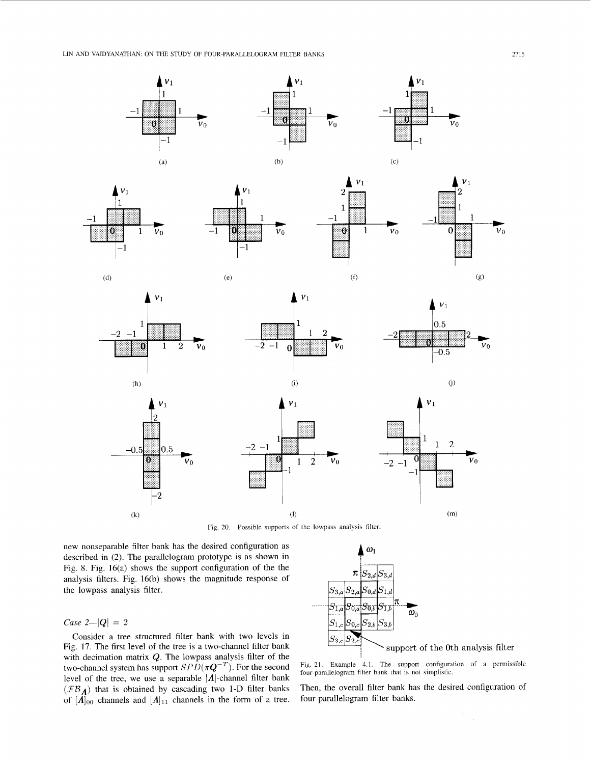Fig. 20. Possible supports of the lowpass analysis filter.

new nonseparable filter bank has the desired configuration as described in (2). The parallelogram prototype is as shown in Fig. 8. Fig. 16(a) shows the support configuration of the the analysis filters. Fig. 16(b) shows the magnitude response of the lowpass analysis filter.

*Case 2—*$|\boldsymbol{Q}| = 2$

Consider a tree structured filter bank with two levels in Fig. 17. The first level of the tree is a two-channel filter bank with decimation matrix $\boldsymbol{Q}$. The lowpass analysis filter of the two-channel system has support $SPD(\pi \boldsymbol{Q}^{-T})$. For the second level of the tree, we use a separable $|\boldsymbol{\Lambda}|$-channel filter bank ($\mathcal{FB}_{\boldsymbol{\Lambda}}$) that is obtained by cascading two 1-D filter banks of $[\boldsymbol{\Lambda}]_{00}$ channels and $[\boldsymbol{\Lambda}]_{11}$ channels in the form of a tree. Then, the overall filter bank has the desired configuration of four-parallelogram filter banks.

Fig. 21. Example 4.1. The support configuration of a permissible four-parallelogram filter bank that is not simplistic.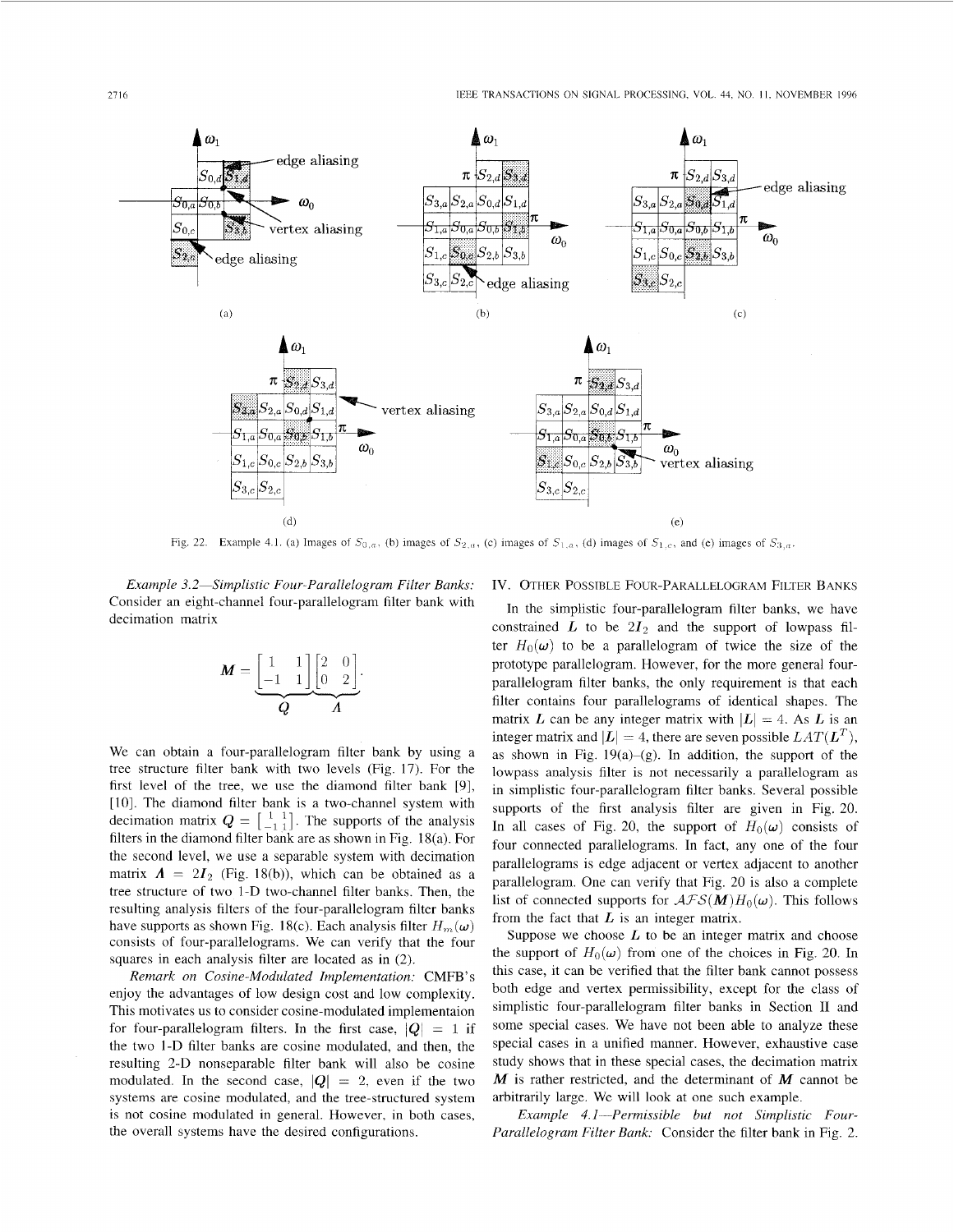Fig. 22. Example 4.1. (a) Images of $S_{0,a}$, (b) images of $S_{2,a}$, (c) images of $S_{1,a}$, (d) images of $S_{1,c}$, and (e) images of $S_{3,a}$.

*Example 3.2—Simplistic Four-Parallelogram Filter Banks:* Consider an eight-channel four-parallelogram filter bank with decimation matrix

$$M = \underbrace{\begin{bmatrix} 1 & 1 \\ -1 & 1 \end{bmatrix}}_{Q} \underbrace{\begin{bmatrix} 2 & 0 \\ 0 & 2 \end{bmatrix}}_{\Lambda}.$$

We can obtain a four-parallelogram filter bank by using a tree structure filter bank with two levels (Fig. 17). For the first level of the tree, we use the diamond filter bank [9], [10]. The diamond filter bank is a two-channel system with decimation matrix $Q = \begin{bmatrix} 1 & 1 \\ -1 & 1 \end{bmatrix}$. The supports of the analysis filters in the diamond filter bank are as shown in Fig. 18(a). For the second level, we use a separable system with decimation matrix $\Lambda = 2I_2$ (Fig. 18(b)), which can be obtained as a tree structure of two 1-D two-channel filter banks. Then, the resulting analysis filters of the four-parallelogram filter banks have supports as shown Fig. 18(c). Each analysis filter $H_m(\omega)$ consists of four-parallelograms. We can verify that the four squares in each analysis filter are located as in (2).

*Remark on Cosine-Modulated Implementation:* CMFB's enjoy the advantages of low design cost and low complexity. This motivates us to consider cosine-modulated implementaion for four-parallelogram filters. In the first case, $|Q| = 1$ if the two 1-D filter banks are cosine modulated, and then, the resulting 2-D nonseparable filter bank will also be cosine modulated. In the second case, $|Q| = 2$, even if the two systems are cosine modulated, and the tree-structured system is not cosine modulated in general. However, in both cases, the overall systems have the desired configurations.

## IV. Other Possible Four-Parallelogram Filter Banks

In the simplistic four-parallelogram filter banks, we have constrained $L$ to be $2I_2$ and the support of lowpass filter $H_0(\omega)$ to be a parallelogram of twice the size of the prototype parallelogram. However, for the more general four-parallelogram filter banks, the only requirement is that each filter contains four parallelograms of identical shapes. The matrix $L$ can be any integer matrix with $|L| = 4$. As $L$ is an integer matrix and $|L| = 4$, there are seven possible $LAT(L^T)$, as shown in Fig. 19(a)–(g). In addition, the support of the lowpass analysis filter is not necessarily a parallelogram as in simplistic four-parallelogram filter banks. Several possible supports of the first analysis filter are given in Fig. 20. In all cases of Fig. 20, the support of $H_0(\omega)$ consists of four connected parallelograms. In fact, any one of the four parallelograms is edge adjacent or vertex adjacent to another parallelogram. One can verify that Fig. 20 is also a complete list of connected supports for $\mathcal{AFS}(M)H_0(\omega)$. This follows from the fact that $L$ is an integer matrix.

Suppose we choose $L$ to be an integer matrix and choose the support of $H_0(\omega)$ from one of the choices in Fig. 20. In this case, it can be verified that the filter bank cannot possess both edge and vertex permissibility, except for the class of simplistic four-parallelogram filter banks in Section II and some special cases. We have not been able to analyze these special cases in a unified manner. However, exhaustive case study shows that in these special cases, the decimation matrix $M$ is rather restricted, and the determinant of $M$ cannot be arbitrarily large. We will look at one such example.

*Example 4.1—Permissible but not Simplistic Four-Parallelogram Filter Bank:* Consider the filter bank in Fig. 2.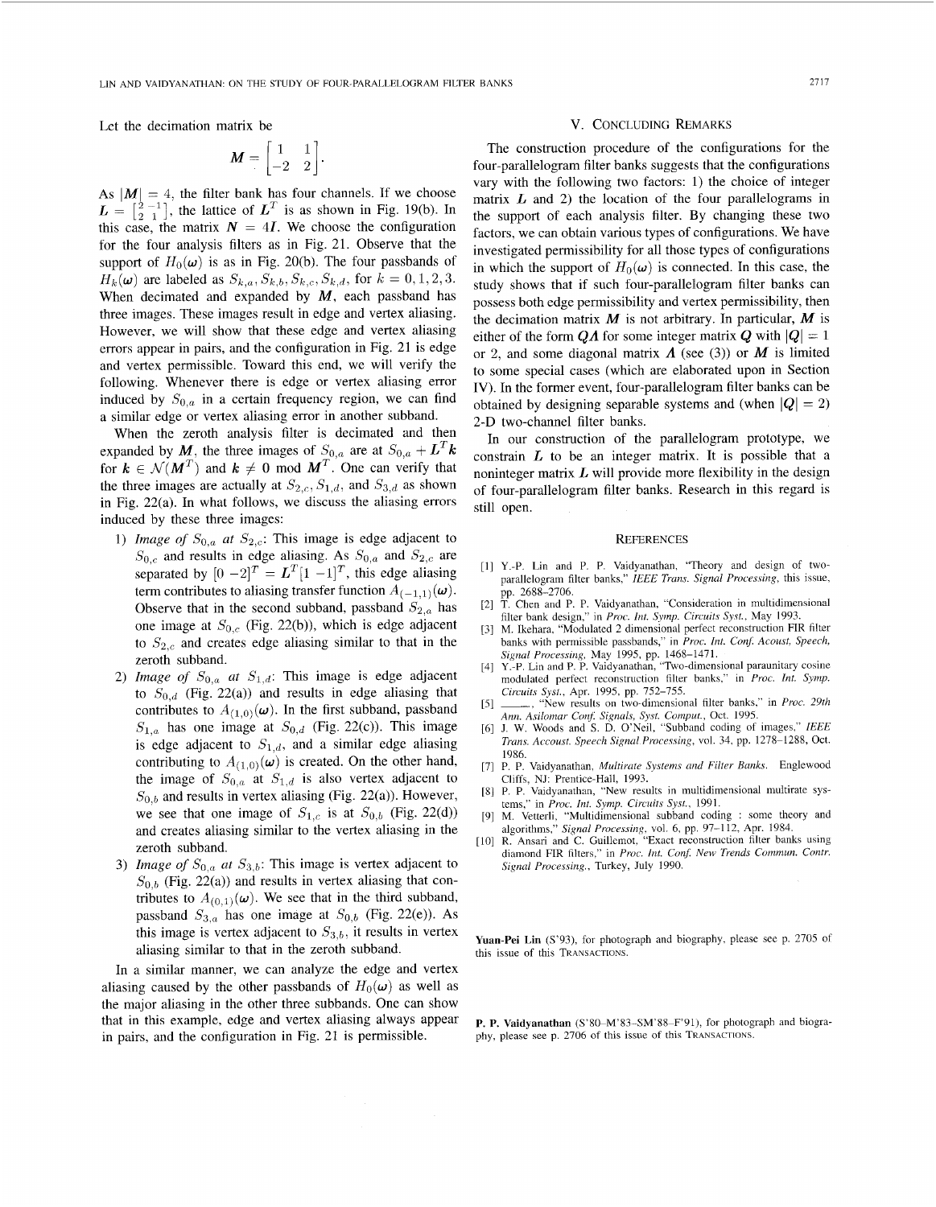Let the decimation matrix be

$$\boldsymbol{M} = \begin{bmatrix} 1 & 1 \\ -2 & 2 \end{bmatrix}.$$

As $|\boldsymbol{M}| = 4$, the filter bank has four channels. If we choose $\boldsymbol{L} = \left[\begin{smallmatrix} 2 & -1 \\ 2 & 1 \end{smallmatrix}\right]$, the lattice of $\boldsymbol{L}^T$ is as shown in Fig. 19(b). In this case, the matrix $\boldsymbol{N} = 4\boldsymbol{I}$. We choose the configuration for the four analysis filters as in Fig. 21. Observe that the support of $H_0(\boldsymbol{\omega})$ is as in Fig. 20(b). The four passbands of $H_k(\boldsymbol{\omega})$ are labeled as $S_{k,a}, S_{k,b}, S_{k,c}, S_{k,d}$, for $k = 0, 1, 2, 3$. When decimated and expanded by $\boldsymbol{M}$, each passband has three images. These images result in edge and vertex aliasing. However, we will show that these edge and vertex aliasing errors appear in pairs, and the configuration in Fig. 21 is edge and vertex permissible. Toward this end, we will verify the following. Whenever there is edge or vertex aliasing error induced by $S_{0,a}$ in a certain frequency region, we can find a similar edge or vertex aliasing error in another subband.

When the zeroth analysis filter is decimated and then expanded by $\boldsymbol{M}$, the three images of $S_{0,a}$ are at $S_{0,a} + \boldsymbol{L}^T\boldsymbol{k}$ for $\boldsymbol{k} \in \mathcal{N}(\boldsymbol{M}^T)$ and $\boldsymbol{k} \neq \boldsymbol{0} \bmod \boldsymbol{M}^T$. One can verify that the three images are actually at $S_{2,c}$, $S_{1,d}$, and $S_{3,d}$ as shown in Fig. 22(a). In what follows, we discuss the aliasing errors induced by these three images:

1) *Image of* $S_{0,a}$ *at* $S_{2,c}$: This image is edge adjacent to $S_{0,c}$ and results in edge aliasing. As $S_{0,a}$ and $S_{2,c}$ are separated by $[0 \ -2]^T = \boldsymbol{L}^T[1 \ -1]^T$, this edge aliasing term contributes to aliasing transfer function $A_{(-1,1)}(\boldsymbol{\omega})$. Observe that in the second subband, passband $S_{2,a}$ has one image at $S_{0,c}$ (Fig. 22(b)), which is edge adjacent to $S_{2,c}$ and creates edge aliasing similar to that in the zeroth subband.
2) *Image of* $S_{0,a}$ *at* $S_{1,d}$: This image is edge adjacent to $S_{0,d}$ (Fig. 22(a)) and results in edge aliasing that contributes to $A_{(1,0)}(\boldsymbol{\omega})$. In the first subband, passband $S_{1,a}$ has one image at $S_{0,d}$ (Fig. 22(c)). This image is edge adjacent to $S_{1,d}$, and a similar edge aliasing contributing to $A_{(1,0)}(\boldsymbol{\omega})$ is created. On the other hand, the image of $S_{0,a}$ at $S_{1,d}$ is also vertex adjacent to $S_{0,b}$ and results in vertex aliasing (Fig. 22(a)). However, we see that one image of $S_{1,c}$ is at $S_{0,b}$ (Fig. 22(d)) and creates aliasing similar to the vertex aliasing in the zeroth subband.
3) *Image of* $S_{0,a}$ *at* $S_{3,b}$: This image is vertex adjacent to $S_{0,b}$ (Fig. 22(a)) and results in vertex aliasing that contributes to $A_{(0,1)}(\boldsymbol{\omega})$. We see that in the third subband, passband $S_{3,a}$ has one image at $S_{0,b}$ (Fig. 22(e)). As this image is vertex adjacent to $S_{3,b}$, it results in vertex aliasing similar to that in the zeroth subband.

In a similar manner, we can analyze the edge and vertex aliasing caused by the other passbands of $H_0(\boldsymbol{\omega})$ as well as the major aliasing in the other three subbands. One can show that in this example, edge and vertex aliasing always appear in pairs, and the configuration in Fig. 21 is permissible.

## V. Concluding Remarks

The construction procedure of the configurations for the four-parallelogram filter banks suggests that the configurations vary with the following two factors: 1) the choice of integer matrix $\boldsymbol{L}$ and 2) the location of the four parallelograms in the support of each analysis filter. By changing these two factors, we can obtain various types of configurations. We have investigated permissibility for all those types of configurations in which the support of $H_0(\boldsymbol{\omega})$ is connected. In this case, the study shows that if such four-parallelogram filter banks can possess both edge permissibility and vertex permissibility, then the decimation matrix $\boldsymbol{M}$ is not arbitrary. In particular, $\boldsymbol{M}$ is either of the form $\boldsymbol{Q\Lambda}$ for some integer matrix $\boldsymbol{Q}$ with $|\boldsymbol{Q}| = 1$ or 2, and some diagonal matrix $\boldsymbol{\Lambda}$ (see (3)) or $\boldsymbol{M}$ is limited to some special cases (which are elaborated upon in Section IV). In the former event, four-parallelogram filter banks can be obtained by designing separable systems and (when $|\boldsymbol{Q}| = 2$) 2-D two-channel filter banks.

In our construction of the parallelogram prototype, we constrain $\boldsymbol{L}$ to be an integer matrix. It is possible that a noninteger matrix $\boldsymbol{L}$ will provide more flexibility in the design of four-parallelogram filter banks. Research in this regard is still open.

## References

[1] Y.-P. Lin and P. P. Vaidyanathan, "Theory and design of two-parallelogram filter banks," *IEEE Trans. Signal Processing*, this issue, pp. 2688–2706.

[2] T. Chen and P. P. Vaidyanathan, "Consideration in multidimensional filter bank design," in *Proc. Int. Symp. Circuits Syst.*, May 1993.

[3] M. Ikehara, "Modulated 2 dimensional perfect reconstruction FIR filter banks with permissible passbands," in *Proc. Int. Conf. Acoust, Speech, Signal Processing*, May 1995, pp. 1468–1471.

[4] Y.-P. Lin and P. P. Vaidyanathan, "Two-dimensional paraunitary cosine modulated perfect reconstruction filter banks," in *Proc. Int. Symp. Circuits Syst.*, Apr. 1995, pp. 752–755.

[5] ——, "New results on two-dimensional filter banks," in *Proc. 29th Ann. Asilomar Conf. Signals, Syst. Comput.*, Oct. 1995.

[6] J. W. Woods and S. D. O'Neil, "Subband coding of images," *IEEE Trans. Accoust. Speech Signal Processing*, vol. 34, pp. 1278–1288, Oct. 1986.

[7] P. P. Vaidyanathan, *Multirate Systems and Filter Banks*. Englewood Cliffs, NJ: Prentice-Hall, 1993.

[8] P. P. Vaidyanathan, "New results in multidimensional multirate systems," in *Proc. Int. Symp. Circuits Syst.*, 1991.

[9] M. Vetterli, "Multidimensional subband coding : some theory and algorithms," *Signal Processing*, vol. 6, pp. 97–112, Apr. 1984.

[10] R. Ansari and C. Guillemot, "Exact reconstruction filter banks using diamond FIR filters," in *Proc. Int. Conf. New Trends Commun. Contr. Signal Processing.*, Turkey, July 1990.

**Yuan-Pei Lin** (S'93), for photograph and biography, please see p. 2705 of this issue of this TRANSACTIONS.

**P. P. Vaidyanathan** (S'80–M'83–SM'88–F'91), for photograph and biography, please see p. 2706 of this issue of this TRANSACTIONS.